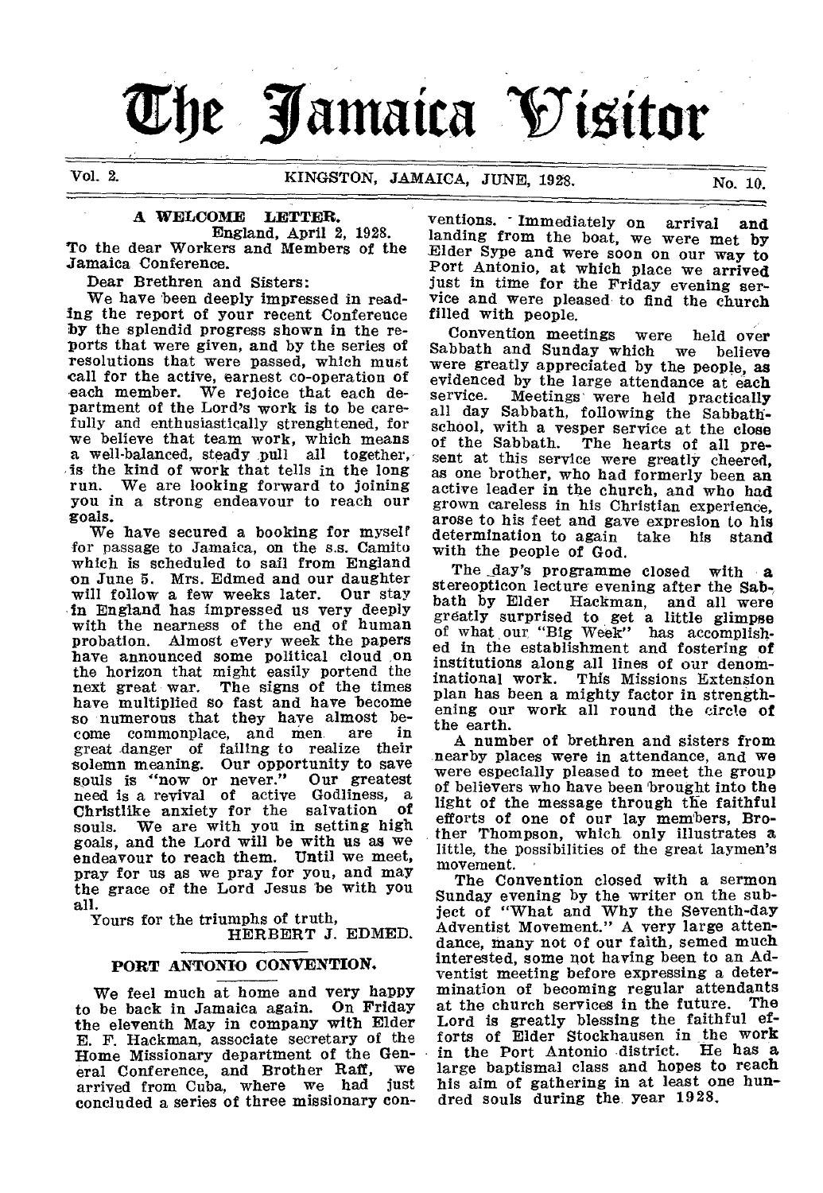# The Jamaica Visitor

Vol. 2. KINGSTON, JAMAICA, JUNE, 1928. No. 10.

## A WELCOME LETTER.

England, April 2, 1928.

To the dear Workers and Members of the Jamaica Conference.

Dear Brethren and Sisters:

We have been deeply impressed in reading the report of your recent Conference by the splendid progress shown in the reports that were given, and by the series of resolutions that were passed, which must call for the active, earnest co-operation of each member. We rejoice that each department of the Lord's work is to be carefully and enthusiastically strenghtened, for we believe that team work, which means a well-balanced, steady pull all together, is the kind of work that tells in the long run. We are looking forward to joining you in a strong endeavour to reach our goals.

We have secured a booking for myself for passage to Jamaica, on the s.s. Camito which is scheduled to sail from England on June 5. Mrs. Edmed and our daughter will follow a few weeks later. Our stay in England has impressed us very deeply with the nearness of the end of human probation. Almost every week the papers have announced some political cloud on the horizon that might easily portend the next great war. The signs of the times have multiplied so fast and have become so numerous that they have almost become commonplace, and men are in great danger of failing to realize their solemn meaning. Our opportunity to save souls is "now or never." Our greatest need is a revival of active Godliness, a Christlike anxiety for the salvation of souls. We are with you in setting high goals, and the Lord will be with us as we endeavour to reach them. Until we meet, pray for us as we pray for you, and may the grace of the Lord Jesus be with you all.

Yours for the triumphs of truth,

HERBERT J. EDMED.

## PORT ANTONIO CONVENTION.

We feel much at home and very happy to be back in Jamaica again. On Friday the eleventh May in company with Elder E. F. Hackman, associate secretary of the Home Missionary department of the General Conference, and Brother Raff, we arrived from Cuba, where we had just concluded a series of three missionary conventions. Immediately on arrival and landing from the boat, we were met by Elder Sype and were soon on our way to Port Antonio, at which place we arrived just in time for the Friday evening service and were pleased to find the church filled with people.

Convention meetings were held over Sabbath and Sunday which we believe were greatly appreciated by the people, as evidenced by the large attendance at each service. Meetings were held practically all day Sabbath, following the Sabbath-school, with a vesper service at the close of the Sabbath. The hearts of all present at this service were greatly cheered, as one brother, who had formerly been an active leader in the church, and who had grown careless in his Christian experience, arose to his feet and gave expresion to his determination to again take his stand with the people of God.

The day's programme closed with a stereopticon lecture evening after the Sabbath by Elder Hackman, and all were greatly surprised to get a little glimpse of what our "Big Week" has accomplished in the establishment and fostering of institutions along all lines of our denominational work. This Missions Extension plan has been a mighty factor in strengthening our work all round the circle of the earth.

A number of brethren and sisters from nearby places were in attendance, and we were especially pleased to meet the group of believers who have been brought into the light of the message through the faithful efforts of one of our lay members, Brother Thompson, which only illustrates a little, the possibilities of the great laymen's movement.

The Convention closed with a sermon Sunday evening by the writer on the subject of "What and Why the Seventh-day Adventist Movement." A very large attendance, many not of our faith, semed much interested, some not having been to an Adventist meeting before expressing a determination of becoming regular attendants at the church services in the future. The Lord is greatly blessing the faithful efforts of Elder Stockhausen in the work in the Port Antonio district. He has a large baptismal class and hopes to reach his aim of gathering in at least one hundred souls during the year 1928.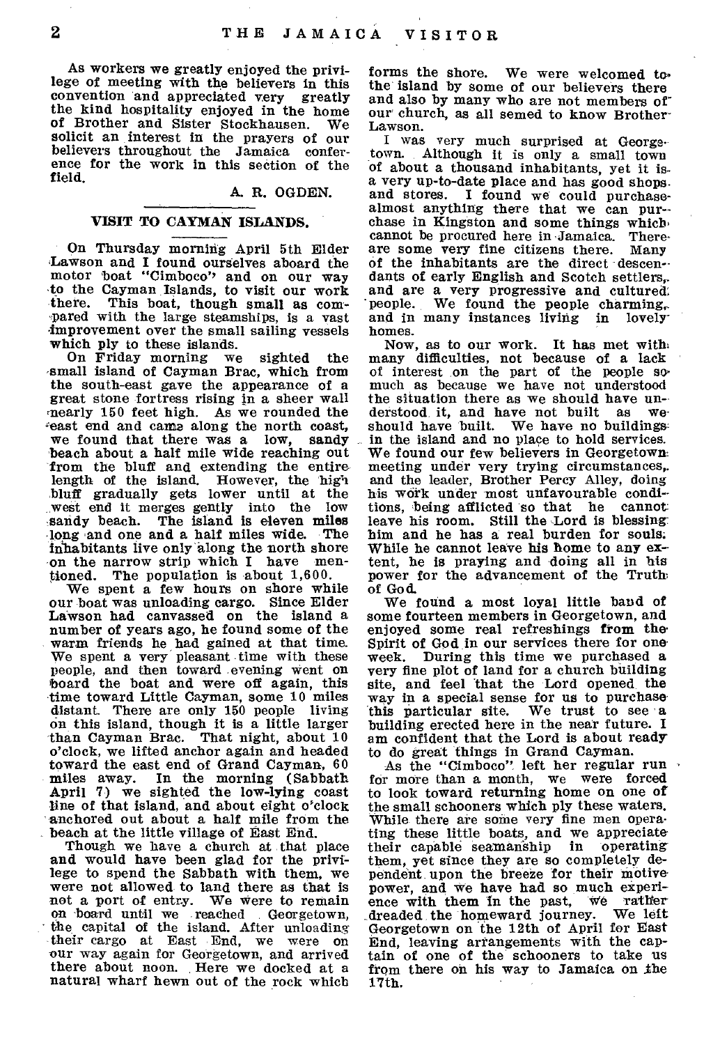As workers we greatly enjoyed the privilege of meeting with the believers in this convention and appreciated very greatly the kind hospitality enjoyed in the home of Brother and Sister Stockhausen. We solicit an interest in the prayers of our believers throughout the Jamaica conference for the work in this section of the field.

A. R. OGDEN.

## VISIT TO CAYMAN ISLANDS.

On Thursday morning April 5th Elder Lawson and I found ourselves aboard the motor boat "Cimboco" and on our way to the Cayman Islands, to visit our work there. This boat, though small as compared with the large steamships, is a vast improvement over the small sailing vessels which ply to these islands.

On Friday morning we sighted the small island of Cayman Brac, which from the south-east gave the appearance of a great stone fortress rising in a sheer wall nearly 150 feet high. As we rounded the east end and came along the north coast, we found that there was a low, sandy beach about a half mile wide reaching out from the bluff and extending the entire length of the island. However, the high bluff gradually gets lower until at the west end it merges gently into the low sandy beach. The island is eleven miles long and one and a half miles wide. The inhabitants live only along the north shore on the narrow strip which I have mentioned. The population is about 1,600.

We spent a few hours on shore while our boat was unloading cargo. Since Elder Lawson had canvassed on the island a number of years ago, he found some of the warm friends he had gained at that time. We spent a very pleasant time with these people, and then toward evening went on board the boat and were off again, this time toward Little Cayman, some 10 miles distant. There are only 150 people living on this island, though it is a little larger than Cayman Brac. That night, about 10 o'clock, we lifted anchor again and headed toward the east end of Grand Cayman, 60 miles away. In the morning (Sabbath April 7) we sighted the low-lying coast line of that island, and about eight o'clock anchored out about a half mile from the beach at the little village of East End.

Though we have a church at that place and would have been glad for the privilege to spend the Sabbath with them, we were not allowed to land there as that is not a port of entry. We were to remain on board until we reached Georgetown, the capital of the island. After unloading their cargo at East End, we were on our way again for Georgetown, and arrived there about noon. Here we docked at a natural wharf hewn out of the rock which forms the shore. We were welcomed to the island by some of our believers there and also by many who are not members of our church, as all semed to know Brother Lawson.

I was very much surprised at Georgetown. Although it is only a small town of about a thousand inhabitants, yet it is a very up-to-date place and has good shops and stores. I found we could purchase almost anything there that we can purchase in Kingston and some things which cannot be procured here in Jamaica. There are some very fine citizens there. Many of the inhabitants are the direct descendants of early English and Scotch settlers, and are a very progressive and cultured people. We found the people charming, and in many instances living in lovely homes.

Now, as to our work. It has met with many difficulties, not because of a lack of interest on the part of the people so much as because we have not understood the situation there as we should have understood it, and have not built as we should have built. We have no buildings in the island and no place to hold services. We found our few believers in Georgetown meeting under very trying circumstances, and the leader, Brother Percy Alley, doing his work under most unfavourable conditions, being afflicted so that he cannot leave his room. Still the Lord is blessing him and he has a real burden for souls. While he cannot leave his home to any extent, he is praying and doing all in his power for the advancement of the Truth of God.

We found a most loyal little band of some fourteen members in Georgetown, and enjoyed some real refreshings from the Spirit of God in our services there for one week. During this time we purchased a very fine plot of land for a church building site, and feel that the Lord opened the way in a special sense for us to purchase this particular site. We trust to see a building erected here in the near future. I am confident that the Lord is about ready to do great things in Grand Cayman.

As the "Cimboco" left her regular run for more than a month, we were forced to look toward returning home on one of the small schooners which ply these waters. While there are some very fine men operating these little boats, and we appreciate their capable seamanship in operating them, yet since they are so completely dependent upon the breeze for their motive power, and we have had so much experience with them in the past, we rather dreaded the homeward journey. We left Georgetown on the 12th of April for East End, leaving arrangements with the captain of one of the schooners to take us from there on his way to Jamaica on the 17th.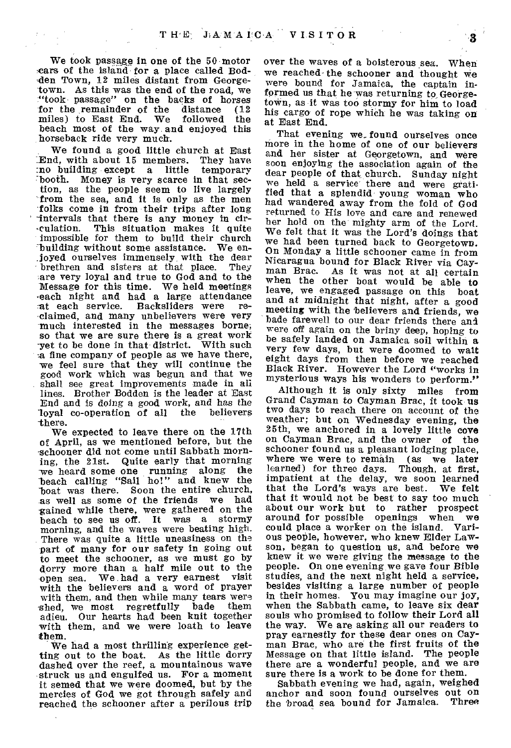We took passage in one of the 50 motor cars of the island for a place called Bodden Town, 12 miles distant from Georgetown. As this was the end of the road, we "took passage" on the backs of horses for the remainder of the distance (12 miles) to East End. We followed the beach most of the way and enjoyed this horseback ride very much.

We found a good little church at East End, with about 15 members. They have no building except a little temporary booth. Money is very scarce in that section, as the people seem to live largely from the sea, and it is only as the men folks come in from their trips after long intervals that there is any money in circulation. This situation makes it quite impossible for them to build their church building without some assistance. We enjoyed ourselves immensely with the dear brethren and sisters at that place. They are very loyal and true to God and to the Message for this time. We held meetings each night and had a large attendance at each service. Backsliders were reclaimed, and many unbelievers were very much interested in the messages borne, so that we are sure there is a great work yet to be done in that district. With such a fine company of people as we have there, we feel sure that they will continue the good work which was begun and that we shall see great improvements made in all lines. Brother Bodden is the leader at East End and is doing a good work, and has the loyal co-operation of all the believers there.

We expected to leave there on the 17th of April, as we mentioned before, but the schooner did not come until Sabbath morning, the 21st. Quite early that morning we heard some one running along the beach calling "Sail ho!" and knew the boat was there. Soon the entire church, as well as some of the friends we had gained while there, were gathered on the beach to see us off. It was a stormy morning, and the waves were beating high. There was quite a little uneasiness on the part of many for our safety in going out to meet the schooner, as we must go by dorry more than a half mile out to the open sea. We had a very earnest visit with the believers and a word of prayer with them, and then while many tears were shed, we most regretfully bade them adieu. Our hearts had been knit together with them, and we were loath to leave them.

We had a most thrilling experience getting out to the boat. As the little dorry dashed over the reef, a mountainous wave struck us and engulfed us. For a moment it semed that we were doomed, but by the mercies of God we got through safely and reached the schooner after a perilous trip over the waves of a boisterous sea. When we reached the schooner and thought we were bound for Jamaica, the captain informed us that he was returning to Georgetown, as it was too stormy for him to load his cargo of rope which he was taking on at East End.

That evening we found ourselves once more in the home of one of our believers and her sister at Georgetown, and were soon enjoying the association again of the dear people of that church. Sunday night we held a service there and were gratified that a splendid young woman who had wandered away from the fold of God returned to His love and care and renewed her hold on the mighty arm of the Lord. We felt that it was the Lord's doings that we had been turned back to Georgetown. On Monday a little schooner came in from Nicaragua bound for Black River via Cayman Brac. As it was not at all certain when the other boat would be able to leave, we engaged passage on this boat and at midnight that night, after a good meeting with the believers and friends, we bade farewell to our dear friends there and were off again on the briny deep, hoping to be safely landed on Jamaica soil within a very few days, but were doomed to wait eight days from then before we reached Black River. However the Lord "works in mysterious ways his wonders to perform."

Although it is only sixty miles from Grand Cayman to Cayman Brac, it took us two days to reach there on account of the weather; but on Wednesday evening, the 25th, we anchored in a lovely little cove on Cayman Brac, and the owner of the schooner found us a pleasant lodging place, where we were to remain (as we later learned) for three days. Though, at first, impatient at the delay, we soon learned that the Lord's ways are best. We felt that it would not be best to say too much about our work but to rather prospect around for possible openings when we could place a worker on the island. Various people, however, who knew Elder Lawson, began to question us, and before we knew it we were giving the message to the people. On one evening we gave four Bible studies, and the next night held a service, besides visiting a large number of people in their homes. You may imagine our joy, when the Sabbath came, to leave six dear souls who promised to follow their Lord all the way. We are asking all our readers to pray earnestly for these dear ones on Cayman Brac, who are the first fruits of the Message on that little island. The people there are a wonderful people, and we are sure there is a work to be done for them.

Sabbath evening we had, again, weighed anchor and soon found ourselves out on the broad sea bound for Jamaica. Three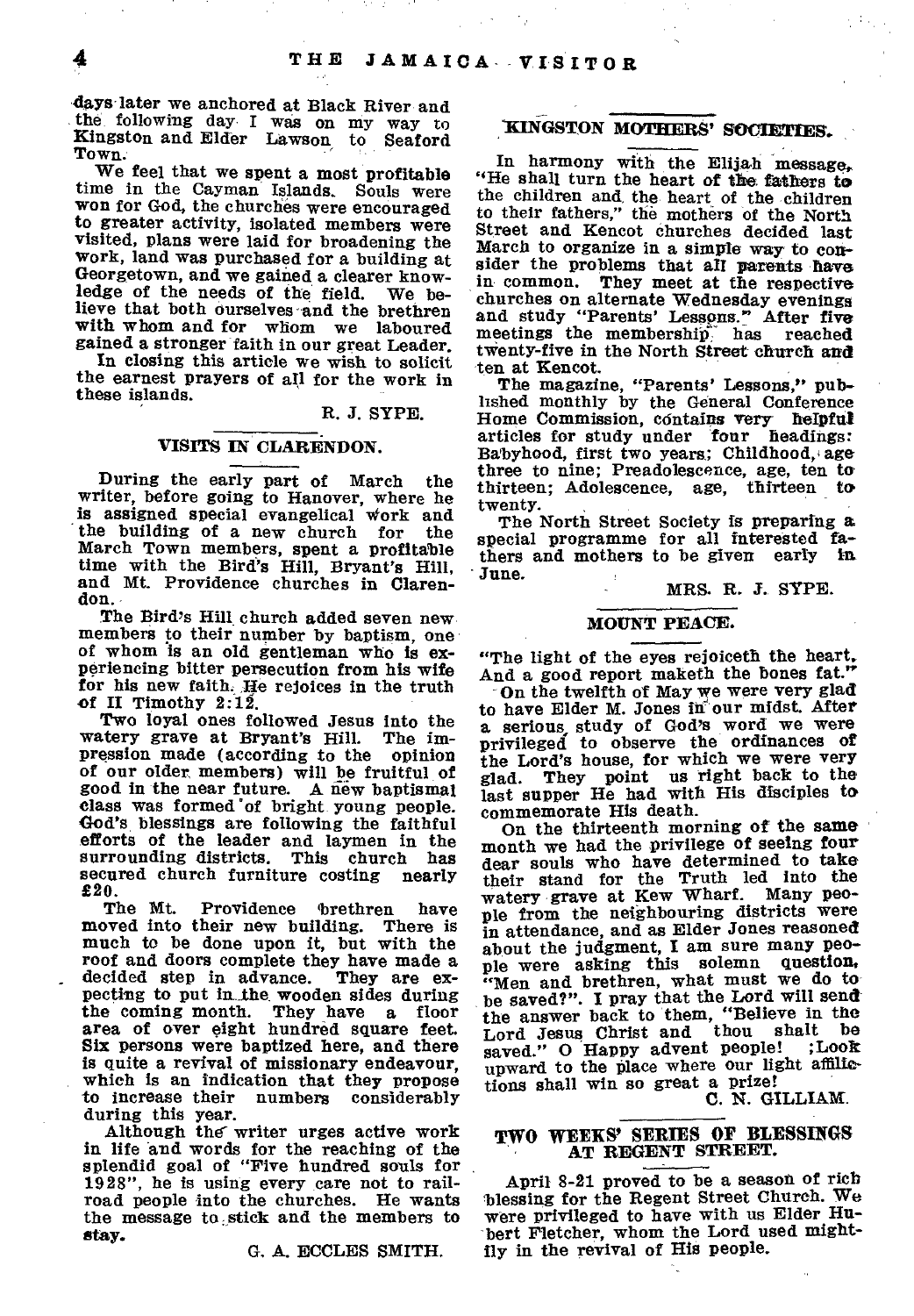days later we anchored at Black River and the following day I was on my way to Kingston and Elder Lawson to Seaford Town.

We feel that we spent a most profitable time in the Cayman Islands. Souls were won for God, the churches were encouraged to greater activity, isolated members were visited, plans were laid for broadening the work, land was purchased for a building at Georgetown, and we gained a clearer knowledge of the needs of the field. We believe that both ourselves and the brethren with whom and for whom we laboured gained a stronger faith in our great Leader.

In closing this article we wish to solicit the earnest prayers of all for the work in these islands.

R. J. SYPE.

## VISITS IN CLARENDON.

During the early part of March the writer, before going to Hanover, where he is assigned special evangelical work and the building of a new church for the March Town members, spent a profitable time with the Bird's Hill, Bryant's Hill, and Mt. Providence churches in Clarendon.

The Bird's Hill church added seven new members to their number by baptism, one of whom is an old gentleman who is experiencing bitter persecution from his wife for his new faith. He rejoices in the truth of II Timothy 2:12.

Two loyal ones followed Jesus into the watery grave at Bryant's Hill. The impression made (according to the opinion of our older members) will be fruitful of good in the near future. A new baptismal class was formed of bright young people. God's blessings are following the faithful efforts of the leader and laymen in the surrounding districts. This church has secured church furniture costing nearly £20.

The Mt. Providence brethren have moved into their new building. There is much to be done upon it, but with the roof and doors complete they have made a decided step in advance. They are expecting to put in the wooden sides during the coming month. They have a floor area of over eight hundred square feet. Six persons were baptized here, and there is quite a revival of missionary endeavour, which is an indication that they propose to increase their numbers considerably during this year.

Although the writer urges active work in life and words for the reaching of the splendid goal of "Five hundred souls for 1928", he is using every care not to railroad people into the churches. He wants the message to stick and the members to stay.

G. A. ECCLES SMITH.

## KINGSTON MOTHERS' SOCIETIES.

In harmony with the Elijah message, "He shall turn the heart of the fathers to the children and the heart of the children to their fathers," the mothers of the North Street and Kencot churches decided last March to organize in a simple way to consider the problems that all parents have in common. They meet at the respective churches on alternate Wednesday evenings and study "Parents' Lessons." After five meetings the membership has reached twenty-five in the North Street church and ten at Kencot.

The magazine, "Parents' Lessons," published monthly by the General Conference Home Commission, contains very helpful articles for study under four headings: Babyhood, first two years; Childhood, age three to nine; Preadolescence, age, ten to thirteen; Adolescence, age, thirteen to twenty.

The North Street Society is preparing a special programme for all interested fathers and mothers to be given early in June.

MRS. R. J. SYPE.

## MOUNT PEACE.

"The light of the eyes rejoiceth the heart,
And a good report maketh the bones fat."

On the twelfth of May we were very glad to have Elder M. Jones in our midst. After a serious study of God's word we were privileged to observe the ordinances of the Lord's house, for which we were very glad. They point us right back to the last supper He had with His disciples to commemorate His death.

On the thirteenth morning of the same month we had the privilege of seeing four dear souls who have determined to take their stand for the Truth led into the watery grave at Kew Wharf. Many people from the neighbouring districts were in attendance, and as Elder Jones reasoned about the judgment, I am sure many people were asking this solemn question, "Men and brethren, what must we do to be saved?". I pray that the Lord will send the answer back to them, "Believe in the Lord Jesus Christ and thou shalt be saved." O Happy advent people! ;Look upward to the place where our light afflictions shall win so great a prize!

C. N. GILLIAM.

## TWO WEEKS' SERIES OF BLESSINGS AT REGENT STREET.

April 8-21 proved to be a season of rich blessing for the Regent Street Church. We were privileged to have with us Elder Hubert Fletcher, whom the Lord used mightily in the revival of His people.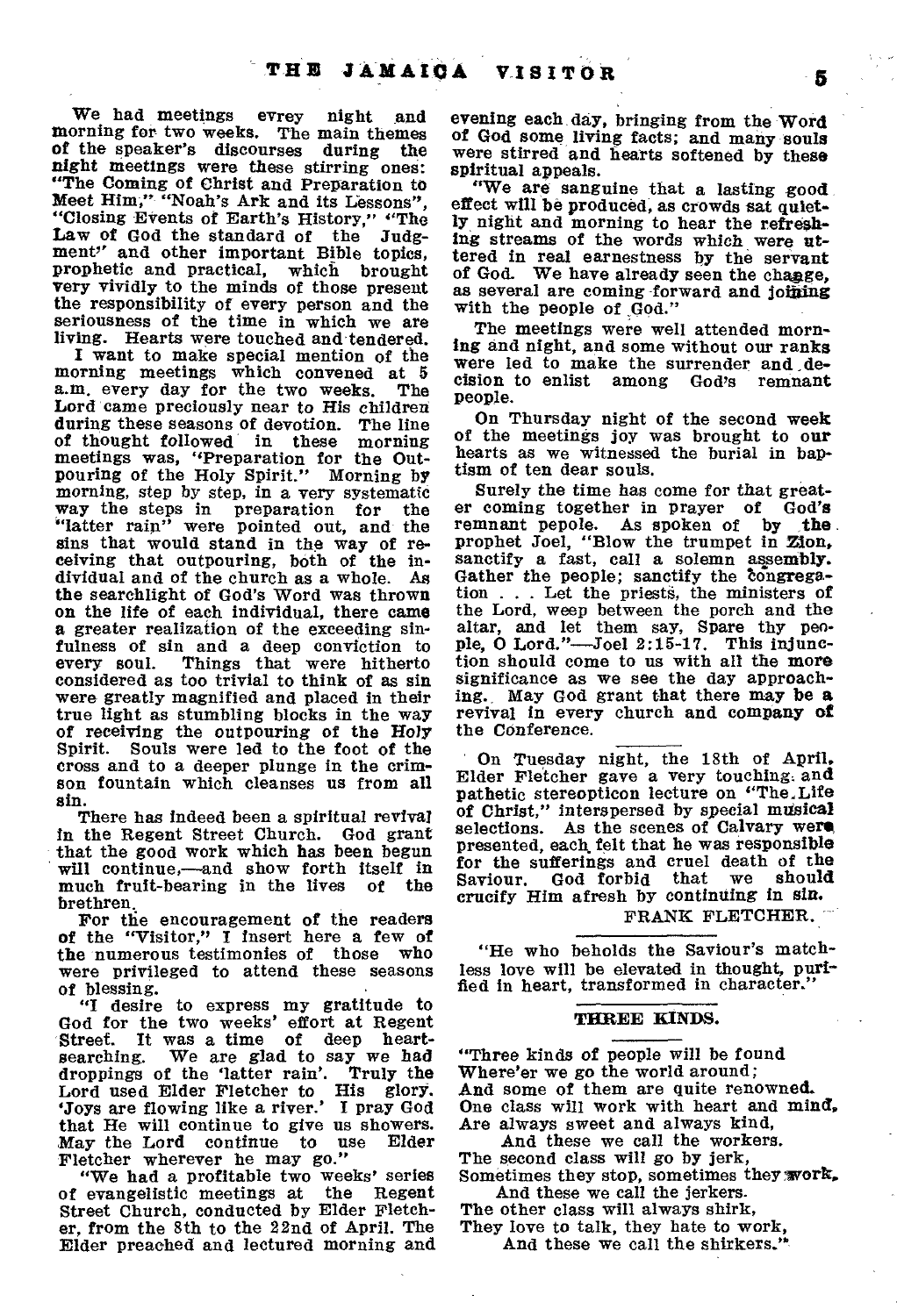We had meetings evrey night and morning for two weeks. The main themes of the speaker's discourses during the night meetings were these stirring ones: "The Coming of Christ and Preparation to Meet Him," "Noah's Ark and its Lessons", "Closing Events of Earth's History," "The Law of God the standard of the Judgment" and other important Bible topics, prophetic and practical, which brought very vividly to the minds of those present the responsibility of every person and the seriousness of the time in which we are living. Hearts were touched and tendered.

I want to make special mention of the morning meetings which convened at 5 a.m. every day for the two weeks. The Lord came preciously near to His children during these seasons of devotion. The line of thought followed in these morning meetings was, "Preparation for the Outpouring of the Holy Spirit." Morning by morning, step by step, in a very systematic way the steps in preparation for the "latter rain" were pointed out, and the sins that would stand in the way of receiving that outpouring, both of the individual and of the church as a whole. As the searchlight of God's Word was thrown on the life of each individual, there came a greater realization of the exceeding sinfulness of sin and a deep conviction to every soul. Things that were hitherto considered as too trivial to think of as sin were greatly magnified and placed in their true light as stumbling blocks in the way of receiving the outpouring of the Holy Spirit. Souls were led to the foot of the cross and to a deeper plunge in the crimson fountain which cleanses us from all sin.

There has indeed been a spiritual revival in the Regent Street Church. God grant that the good work which has been begun will continue,—and show forth itself in much fruit-bearing in the lives of the brethren.

For the encouragement of the readers of the "Visitor," I insert here a few of the numerous testimonies of those who were privileged to attend these seasons of blessing.

"I desire to express my gratitude to God for the two weeks' effort at Regent Street. It was a time of deep heart-searching. We are glad to say we had droppings of the 'latter rain'. Truly the Lord used Elder Fletcher to His glory. 'Joys are flowing like a river.' I pray God that He will continue to give us showers. May the Lord continue to use Elder Fletcher wherever he may go."

"We had a profitable two weeks' series of evangelistic meetings at the Regent Street Church, conducted by Elder Fletcher, from the 8th to the 22nd of April. The Elder preached and lectured morning and evening each day, bringing from the Word of God some living facts; and many souls were stirred and hearts softened by these spiritual appeals.

"We are sanguine that a lasting good effect will be produced, as crowds sat quietly night and morning to hear the refreshing streams of the words which were uttered in real earnestness by the servant of God. We have already seen the change, as several are coming forward and joining with the people of God."

The meetings were well attended morning and night, and some without our ranks were led to make the surrender and decision to enlist among God's remnant people.

On Thursday night of the second week of the meetings joy was brought to our hearts as we witnessed the burial in baptism of ten dear souls.

Surely the time has come for that greater coming together in prayer of God's remnant pepole. As spoken of by the prophet Joel, "Blow the trumpet in Zion, sanctify a fast, call a solemn assembly. Gather the people; sanctify the congregation . . . Let the priests, the ministers of the Lord, weep between the porch and the altar, and let them say, Spare thy people, O Lord."—Joel 2:15-17. This injunction should come to us with all the more significance as we see the day approaching. May God grant that there may be a revival in every church and company of the Conference.

---

On Tuesday night, the 18th of April, Elder Fletcher gave a very touching and pathetic stereopticon lecture on "The Life of Christ," interspersed by special musical selections. As the scenes of Calvary were presented, each felt that he was responsible for the sufferings and cruel death of the Saviour. God forbid that we should crucify Him afresh by continuing in sin.

FRANK FLETCHER.

---

"He who beholds the Saviour's matchless love will be elevated in thought, purified in heart, transformed in character."

---

## THREE KINDS.

"Three kinds of people will be found
Where'er we go the world around;
And some of them are quite renowned.
One class will work with heart and mind,
Are always sweet and always kind,
And these we call the workers.
The second class will go by jerk,
Sometimes they stop, sometimes they work,
And these we call the jerkers.
The other class will always shirk,
They love to talk, they hate to work,
And these we call the shirkers."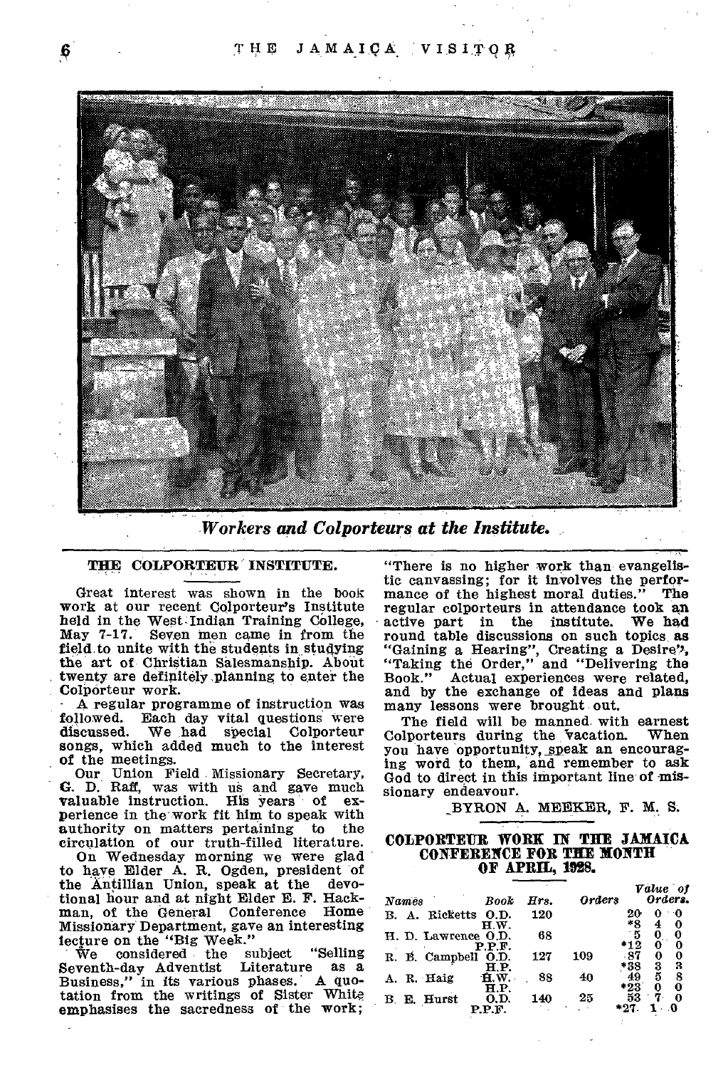*Workers and Colporteurs at the Institute.*

## THE COLPORTEUR INSTITUTE.

Great interest was shown in the book work at our recent Colporteur's Institute held in the West Indian Training College, May 7-17. Seven men came in from the field to unite with the students in studying the art of Christian Salesmanship. About twenty are definitely planning to enter the Colporteur work.

A regular programme of instruction was followed. Each day vital questions were discussed. We had special Colporteur songs, which added much to the interest of the meetings.

Our Union Field Missionary Secretary, G. D. Raff, was with us and gave much valuable instruction. His years of experience in the work fit him to speak with authority on matters pertaining to the circulation of our truth-filled literature.

On Wednesday morning we were glad to have Elder A. R. Ogden, president of the Antillian Union, speak at the devotional hour and at night Elder E. F. Hackman, of the General Conference Home Missionary Department, gave an interesting lecture on the "Big Week."

We considered the subject "Selling Seventh-day Adventist Literature as a Business," in its various phases. A quotation from the writings of Sister White emphasises the sacredness of the work; "There is no higher work than evangelistic canvassing; for it involves the performance of the highest moral duties." The regular colporteurs in attendance took an active part in the institute. We had round table discussions on such topics as "Gaining a Hearing", Creating a Desire", "Taking the Order," and "Delivering the Book." Actual experiences were related, and by the exchange of ideas and plans many lessons were brought out.

The field will be manned with earnest Colporteurs during the vacation. When you have opportunity, speak an encouraging word to them, and remember to ask God to direct in this important line of missionary endeavour.

BYRON A. MEEKER, F. M. S.

## COLPORTEUR WORK IN THE JAMAICA CONFERENCE FOR THE MONTH OF APRIL, 1928.

| *Names* | *Book* | *Hrs.* | *Orders* | *Value of Orders.* | | |
|---|---|---|---|---|---|---|
| B. A. Ricketts | O.D. | 120 | | 20 | 0 | 0 |
| | H.W. | | | *8 | 4 | 0 |
| H. D. Lawrence | O.D. | 68 | | 5 | 0 | 0 |
| | P.P.F. | | | *12 | 0 | 0 |
| R. B. Campbell | O.D. | 127 | 109 | 87 | 0 | 0 |
| | H.P. | | | *38 | 3 | 3 |
| A. R. Haig | H.W. | 88 | 40 | 49 | 5 | 8 |
| | H.P. | | | *23 | 0 | 0 |
| B. E. Hurst | O.D. | 140 | 25 | 53 | 7 | 0 |
| | P.P.F. | | | *27 | 1 | 0 |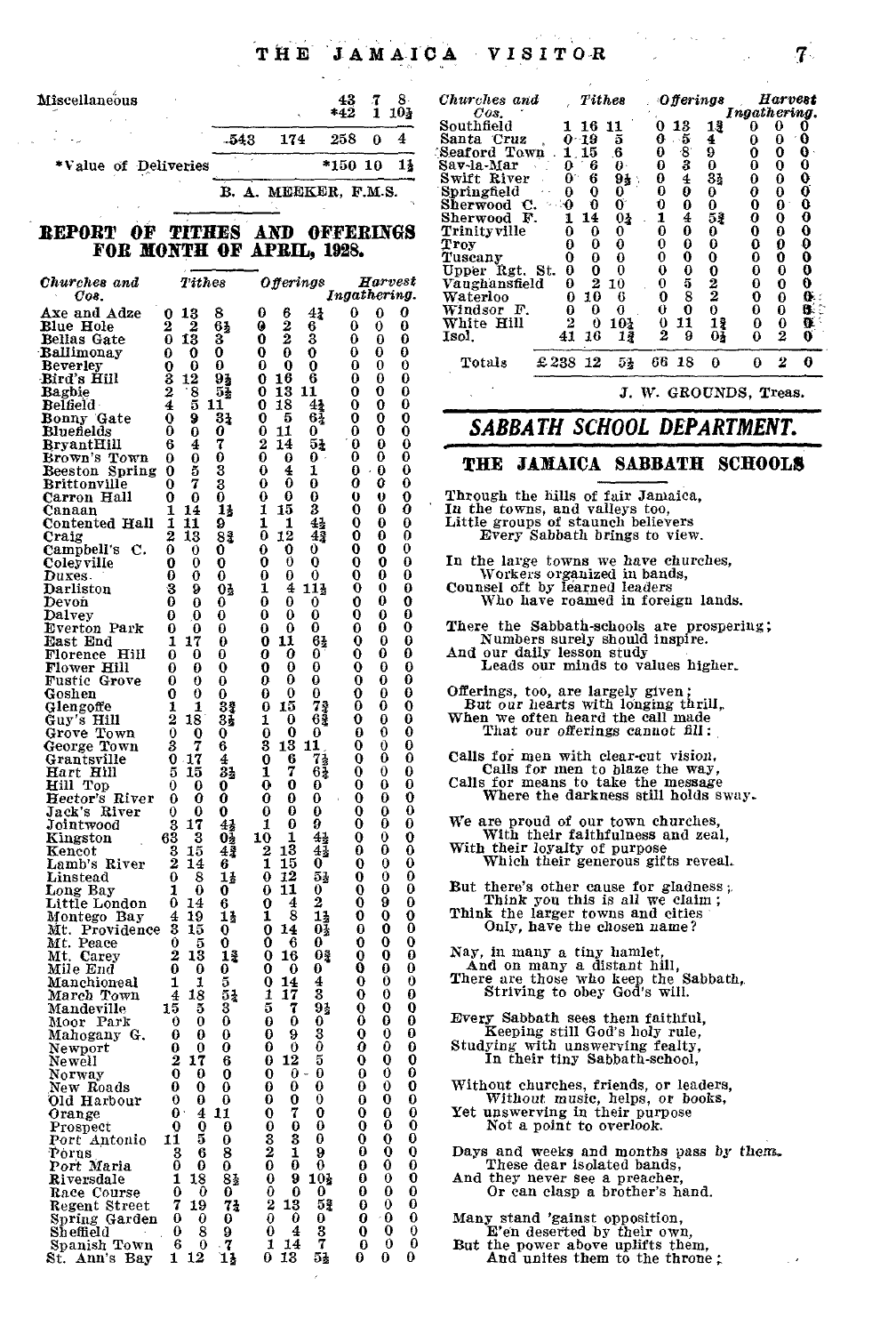| Miscellaneous | | | 43 7 8 |
|---|---|---|---|
| | | | *42 1 10½ |
| | 543 | 174 | 258 0 4 |
| *Value of Deliveries | | | *150 10 1½ |

B. A. MEEKER, F.M.S.

## REPORT OF TITHES AND OFFERINGS FOR MONTH OF APRIL, 1928.

| Churches and Cos. | Tithes | Offerings | Harvest Ingathering. |
|---|---|---|---|
| Axe and Adze | 0 13 8 | 0 6 4½ | 0 0 0 |
| Blue Hole | 2 2 6½ | 0 2 6 | 0 0 0 |
| Bellas Gate | 0 13 3 | 0 2 3 | 0 0 0 |
| Ballimonay | 0 0 0 | 0 0 0 | 0 0 0 |
| Beverley | 0 0 0 | 0 0 0 | 0 0 0 |
| Bird's Hill | 3 12 9½ | 0 16 6 | 0 0 0 |
| Bagbie | 2 8 5½ | 0 13 11 | 0 0 0 |
| Belfield | 4 5 11 | 0 18 4½ | 0 0 0 |
| Bonny Gate | 0 9 3½ | 0 5 6¾ | 0 0 0 |
| Bluefields | 0 0 0 | 0 11 0 | 0 0 0 |
| BryantHill | 6 4 7 | 2 14 5½ | 0 0 0 |
| Brown's Town | 0 0 0 | 0 0 0 | 0 0 0 |
| Beeston Spring | 0 5 3 | 0 4 1 | 0 0 0 |
| Brittonville | 0 7 3 | 0 0 0 | 0 0 0 |
| Carron Hall | 0 0 0 | 0 0 0 | 0 0 0 |
| Canaan | 1 14 1½ | 1 15 3 | 0 0 0 |
| Contented Hall | 1 11 9 | 1 1 4½ | 0 0 0 |
| Craig | 2 13 8¾ | 0 12 4¾ | 0 0 0 |
| Campbell's C. | 0 0 0 | 0 0 0 | 0 0 0 |
| Coleyville | 0 0 0 | 0 0 0 | 0 0 0 |
| Duxes | 0 0 0 | 0 0 0 | 0 0 0 |
| Darliston | 3 9 0½ | 1 4 11½ | 0 0 0 |
| Devon | 0 0 0 | 0 0 0 | 0 0 0 |
| Dalvey | 0 0 0 | 0 0 0 | 0 0 0 |
| Everton Park | 0 0 0 | 0 0 0 | 0 0 0 |
| East End | 1 17 0 | 0 11 6½ | 0 0 0 |
| Florence Hill | 0 0 0 | 0 0 0 | 0 0 0 |
| Flower Hill | 0 0 0 | 0 0 0 | 0 0 0 |
| Fustic Grove | 0 0 0 | 0 0 0 | 0 0 0 |
| Goshen | 0 0 0 | 0 0 0 | 0 0 0 |
| Glengoffe | 1 1 3¾ | 0 15 7¾ | 0 0 0 |
| Guy's Hill | 2 18 3½ | 1 0 6¾ | 0 0 0 |
| Grove Town | 0 0 0 | 0 0 0 | 0 0 0 |
| George Town | 3 7 6 | 3 13 11 | 0 0 0 |
| Grantsville | 0 17 4 | 0 6 7½ | 0 0 0 |
| Hart Hill | 5 15 3½ | 1 7 6½ | 0 0 0 |
| Hill Top | 0 0 0 | 0 0 0 | 0 0 0 |
| Hector's River | 0 0 0 | 0 0 0 | 0 0 0 |
| Jack's River | 0 0 0 | 0 0 0 | 0 0 0 |
| Jointwood | 3 17 4½ | 1 0 9 | 0 0 0 |
| Kingston | 63 3 0½ | 10 1 4½ | 0 0 0 |
| Kencot | 3 15 4¾ | 2 13 4½ | 0 0 0 |
| Lamb's River | 2 14 6 | 1 15 0 | 0 0 0 |
| Linstead | 0 8 1½ | 0 12 5½ | 0 0 0 |
| Long Bay | 1 0 0 | 0 11 0 | 0 0 0 |
| Little London | 0 14 6 | 0 4 2 | 0 9 0 |
| Montego Bay | 4 19 1½ | 1 8 1½ | 0 0 0 |
| Mt. Providence | 3 15 0 | 0 14 0½ | 0 0 0 |
| Mt. Peace | 0 5 0 | 0 6 0 | 0 0 0 |
| Mt. Carey | 2 13 1¾ | 0 16 0¾ | 0 0 0 |
| Mile End | 0 0 0 | 0 0 0 | 0 0 0 |
| Manchioneal | 1 1 5 | 0 14 4 | 0 0 0 |
| March Town | 4 18 5½ | 1 17 3 | 0 0 0 |
| Mandeville | 15 5 3 | 5 7 9½ | 0 0 0 |
| Moor Park | 0 0 0 | 0 0 0 | 0 0 0 |
| Mahogany G. | 0 0 0 | 0 9 3 | 0 0 0 |
| Newport | 0 0 0 | 0 0 0 | 0 0 0 |
| Newell | 2 17 6 | 0 12 5 | 0 0 0 |
| Norway | 0 0 0 | 0 0 0 | 0 0 0 |
| New Roads | 0 0 0 | 0 0 0 | 0 0 0 |
| Old Harbour | 0 0 0 | 0 0 0 | 0 0 0 |
| Orange | 0 4 11 | 0 7 0 | 0 0 0 |
| Prospect | 0 0 0 | 0 0 0 | 0 0 0 |
| Port Antonio | 11 5 0 | 3 3 0 | 0 0 0 |
| Porus | 3 6 8 | 2 1 9 | 0 0 0 |
| Port Maria | 0 0 0 | 0 0 0 | 0 0 0 |
| Riversdale | 1 18 8½ | 0 9 10½ | 0 0 0 |
| Race Course | 0 0 0 | 0 0 0 | 0 0 0 |
| Regent Street | 7 19 7½ | 2 13 5¾ | 0 0 0 |
| Spring Garden | 0 0 0 | 0 0 0 | 0 0 0 |
| Sheffield | 0 8 9 | 0 4 3 | 0 0 0 |
| Spanish Town | 6 0 7 | 1 14 7 | 0 0 0 |
| St. Ann's Bay | 1 12 1½ | 0 13 5½ | 0 0 0 |
| Southfield | 1 16 11 | 0 13 1¾ | 0 0 0 |
| Santa Cruz | 0 19 5 | 0 5 4 | 0 0 0 |
| Seaford Town | 1 15 6 | 0 8 9 | 0 0 0 |
| Sav-la-Mar | 0 6 0 | 0 3 0 | 0 0 0 |
| Swift River | 0 6 9½ | 0 4 3½ | 0 0 0 |
| Springfield | 0 0 0 | 0 0 0 | 0 0 0 |
| Sherwood C. | 0 0 0 | 0 0 0 | 0 0 0 |
| Sherwood F. | 1 14 0½ | 1 4 5¾ | 0 0 0 |
| Trinityville | 0 0 0 | 0 0 0 | 0 0 0 |
| Troy | 0 0 0 | 0 0 0 | 0 0 0 |
| Tuscany | 0 0 0 | 0 0 0 | 0 0 0 |
| Upper Rgt. St. | 0 0 0 | 0 0 0 | 0 0 0 |
| Vaughansfield | 0 2 10 | 0 5 2 | 0 0 0 |
| Waterloo | 0 10 6 | 0 8 2 | 0 0 0 |
| Windsor F. | 0 0 0 | 0 0 0 | 0 0 0 |
| White Hill | 2 0 10½ | 0 11 1¾ | 0 0 0 |
| Isol. | 41 16 1¾ | 2 9 0½ | 0 2 0 |
| Totals | £238 12 5½ | 66 18 0 | 0 2 0 |

J. W. GROUNDS, Treas.

## *SABBATH SCHOOL DEPARTMENT.*

### THE JAMAICA SABBATH SCHOOLS

Through the hills of fair Jamaica,
In the towns, and valleys too,
Little groups of staunch believers
Every Sabbath brings to view.

In the large towns we have churches,
Workers organized in bands,
Counsel oft by learned leaders
Who have roamed in foreign lands.

There the Sabbath-schools are prospering;
Numbers surely should inspire.
And our daily lesson study
Leads our minds to values higher.

Offerings, too, are largely given;
But our hearts with longing thrill,
When we often heard the call made
That our offerings cannot fill:

Calls for men with clear-cut vision,
Calls for men to blaze the way,
Calls for means to take the message
Where the darkness still holds sway.

We are proud of our town churches,
With their faithfulness and zeal,
With their loyalty of purpose
Which their generous gifts reveal.

But there's other cause for gladness;
Think you this is all we claim;
Think the larger towns and cities
Only, have the chosen name?

Nay, in many a tiny hamlet,
And on many a distant hill,
There are those who keep the Sabbath,
Striving to obey God's will.

Every Sabbath sees them faithful,
Keeping still God's holy rule,
Studying with unswerving fealty,
In their tiny Sabbath-school,

Without churches, friends, or leaders,
Without music, helps, or books,
Yet unswerving in their purpose
Not a point to overlook.

Days and weeks and months pass by *them*.
These dear isolated bands,
And they never see a preacher,
Or can clasp a brother's hand.

Many stand 'gainst opposition,
E'en deserted by their own,
But the power above uplifts them,
And unites them to the throne;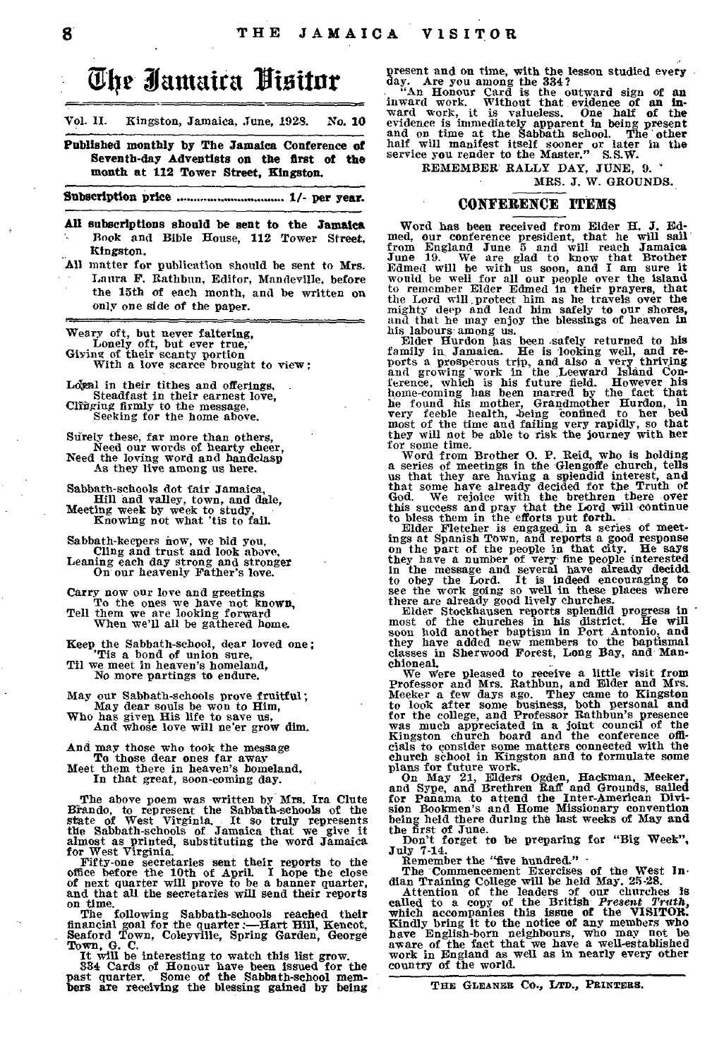# The Jamaica Visitor

Vol. II. Kingston, Jamaica, June, 1928. No. 10

**Published monthly by The Jamaica Conference of Seventh-day Adventists on the first of the month at 112 Tower Street, Kingston.**

**Subscription price** .............................. **1/- per year.**

**All subscriptions should be sent to the Jamaica** Book and Bible House, 112 Tower Street, Kingston.

All matter for publication should be sent to Mrs. Laura F. Rathbun, Editor, Mandeville, before the 15th of each month, and be written on only one side of the paper.

---

Weary oft, but never faltering,
 Lonely oft, but ever true,
Giving of their scanty portion
 With a love scarce brought to view;

Loyal in their tithes and offerings,
 Steadfast in their earnest love,
Clinging firmly to the message,
 Seeking for the home above.

Surely these, far more than others,
 Need our words of hearty cheer,
Need the loving word and handclasp
 As they live among us here.

Sabbath-schools dot fair Jamaica,
 Hill and valley, town, and dale,
Meeting week by week to study,
 Knowing not what 'tis to fail.

Sabbath-keepers now, we bid you,
 Cling and trust and look above,
Leaning each day strong and stronger
 On our heavenly Father's love.

Carry now our love and greetings
 To the ones we have not known,
Tell them we are looking forward
 When we'll all be gathered home.

Keep the Sabbath-school, dear loved one;
 'Tis a bond of union sure,
Til we meet in heaven's homeland,
 No more partings to endure.

May our Sabbath-schools prove fruitful;
 May dear souls be won to Him,
Who has given His life to save us,
 And whose love will ne'er grow dim.

And may those who took the message
 To those dear ones far away
Meet them there in heaven's homeland,
 In that great, soon-coming day.

The above poem was written by Mrs. Ira Clute Brando, to represent the Sabbath-schools of the state of West Virginia. It so truly represents the Sabbath-schools of Jamaica that we give it almost as printed, substituting the word Jamaica for West Virginia.

Fifty-one secretaries sent their reports to the office before the 10th of April. I hope the close of next quarter will prove to be a banner quarter, and that all the secretaries will send their reports on time.

The following Sabbath-schools reached their financial goal for the quarter:—Hart Hill, Kencot, Seaford Town, Coleyville, Spring Garden, George Town, G. C.

It will be interesting to watch this list grow.

334 Cards of Honour have been issued for the past quarter. Some of the Sabbath-school members are receiving the blessing gained by being present and on time, with the lesson studied every day. Are you among the 334?

"An Honour Card is the outward sign of an inward work. Without that evidence of an inward work, it is valueless. One half of the evidence is immediately apparent in being present and on time at the Sabbath school. The other half will manifest itself sooner or later in the service you render to the Master." S.S.W.

REMEMBER RALLY DAY, JUNE, 9.

MRS. J. W. GROUNDS.

## CONFERENCE ITEMS

Word has been received from Elder H. J. Edmed, our conference president, that he will sail from England June 5 and will reach Jamaica June 19. We are glad to know that Brother Edmed will be with us soon, and I am sure it would be well for all our people over the island to remember Elder Edmed in their prayers, that the Lord will protect him as he travels over the mighty deep and lead him safely to our shores, and that he may enjoy the blessings of heaven in his labours among us.

Elder Hurdon has been safely returned to his family in Jamaica. He is looking well, and reports a prosperous trip, and also a very thriving and growing work in the Leeward Island Conference, which is his future field. However his home-coming has been marred by the fact that he found his mother, Grandmother Hurdon, in very feeble health, being confined to her bed most of the time and failing very rapidly, so that they will not be able to risk the journey with her for some time.

Word from Brother O. P. Reid, who is holding a series of meetings in the Glengoffe church, tells us that they are having a splendid interest, and that some have already decided for the Truth of God. We rejoice with the brethren there over this success and pray that the Lord will continue to bless them in the efforts put forth.

Elder Fletcher is engaged in a series of meetings at Spanish Town, and reports a good response on the part of the people in that city. He says they have a number of very fine people interested in the message and several have already decidd to obey the Lord. It is indeed encouraging to see the work going so well in these places where there are already good lively churches.

Elder Stockhausen reports splendid progress in most of the churches in his district. He will soon hold another baptism in Port Antonio, and they have added new members to the baptismal classes in Sherwood Forest, Long Bay, and Manchioneal.

We were pleased to receive a little visit from Professor and Mrs. Rathbun, and Elder and Mrs. Meeker a few days ago. They came to Kingston to look after some business, both personal and for the college, and Professor Rathbun's presence was much appreciated in a joint council of the Kingston church board and the conference officials to consider some matters connected with the church school in Kingston and to formulate some plans for future work.

On May 21, Elders Ogden, Hackman, Meeker, and Sype, and Brethren Raff and Grounds, sailed for Panama to attend the Inter-American Division Bookmen's and Home Missionary convention being held there during the last weeks of May and the first of June.

Don't forget to be preparing for "Big Week", July 7-14.

Remember the "five hundred."

The Commencement Exercises of the West Indian Training College will be held May. 25-28.

Attention of the leaders of our churches is called to a copy of the British *Present Truth*, which accompanies this issue of the VISITOR. Kindly bring it to the notice of any members who have English-born neighbours, who may not be aware of the fact that we have a well-established work in England as well as in nearly every other country of the world.

---

THE GLEANER CO., LTD., PRINTERS.